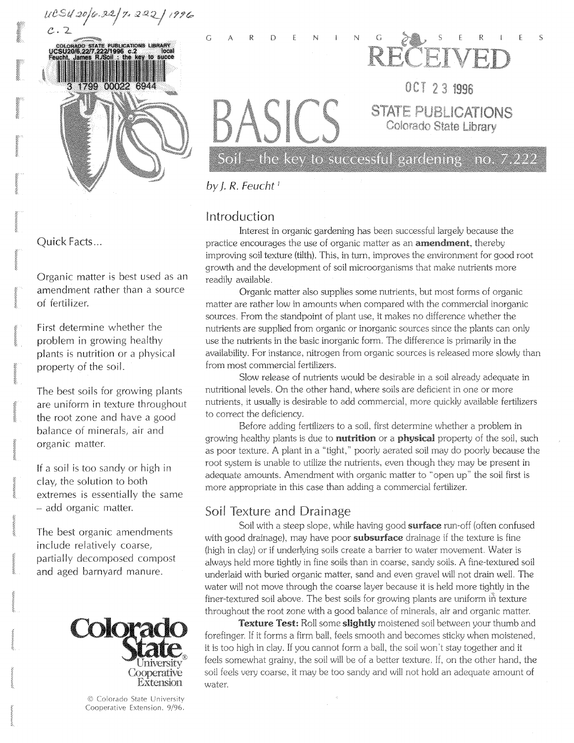GARDENING SERIES

# BASICS

## Soil – the key to successful gardening no. 7.222

*by J. R. Feucht [1]*

Quick Facts...

Organic matter is best used as an amendment rather than a source of fertilizer.

First determine whether the problem in growing healthy plants is nutrition or a physical property of the soil.

The best soils for growing plants are uniform in texture throughout the root zone and have a good balance of minerals, air and organic matter.

If a soil is too sandy or high in clay, the solution to both extremes is essentially the same – add organic matter.

The best organic amendments include relatively coarse, partially decomposed compost and aged barnyard manure.

Colorado State University Cooperative Extension

© Colorado State University Cooperative Extension. 9/96.

## Introduction

Interest in organic gardening has been successful largely because the practice encourages the use of organic matter as an **amendment**, thereby improving soil texture (tilth). This, in turn, improves the environment for good root growth and the development of soil microorganisms that make nutrients more readily available.

Organic matter also supplies some nutrients, but most forms of organic matter are rather low in amounts when compared with the commercial inorganic sources. From the standpoint of plant use, it makes no difference whether the nutrients are supplied from organic or inorganic sources since the plants can only use the nutrients in the basic inorganic form. The difference is primarily in the availability. For instance, nitrogen from organic sources is released more slowly than from most commercial fertilizers.

Slow release of nutrients would be desirable in a soil already adequate in nutritional levels. On the other hand, where soils are deficient in one or more nutrients, it usually is desirable to add commercial, more quickly available fertilizers to correct the deficiency.

Before adding fertilizers to a soil, first determine whether a problem in growing healthy plants is due to **nutrition** or a **physical** property of the soil, such as poor texture. A plant in a "tight," poorly aerated soil may do poorly because the root system is unable to utilize the nutrients, even though they may be present in adequate amounts. Amendment with organic matter to "open up" the soil first is more appropriate in this case than adding a commercial fertilizer.

## Soil Texture and Drainage

Soil with a steep slope, while having good **surface** run-off (often confused with good drainage), may have poor **subsurface** drainage if the texture is fine (high in clay) or if underlying soils create a barrier to water movement. Water is always held more tightly in fine soils than in coarse, sandy soils. A fine-textured soil underlaid with buried organic matter, sand and even gravel will not drain well. The water will not move through the coarse layer because it is held more tightly in the finer-textured soil above. The best soils for growing plants are uniform in texture throughout the root zone with a good balance of minerals, air and organic matter.

**Texture Test:** Roll some **slightly** moistened soil between your thumb and forefinger. If it forms a firm ball, feels smooth and becomes sticky when moistened, it is too high in clay. If you cannot form a ball, the soil won't stay together and it feels somewhat grainy, the soil will be of a better texture. If, on the other hand, the soil feels very coarse, it may be too sandy and will not hold an adequate amount of water.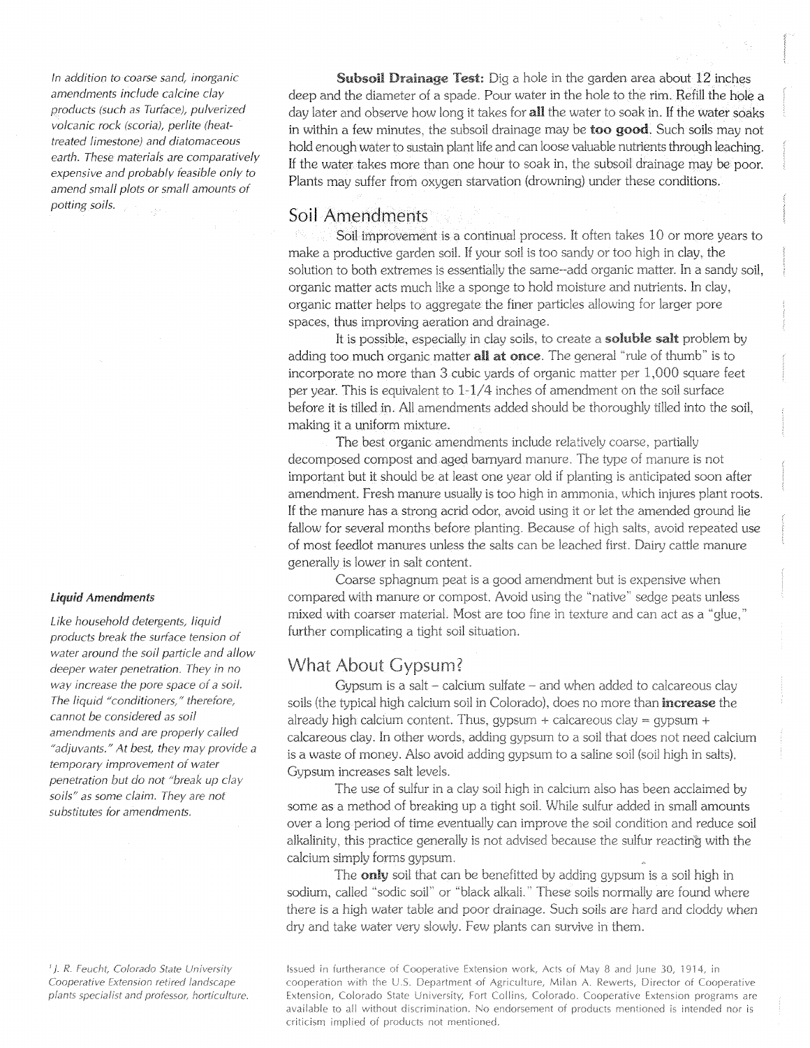*In addition to coarse sand, inorganic amendments include calcine clay products (such as Turface), pulverized volcanic rock (scoria), perlite (heat-treated limestone) and diatomaceous earth. These materials are comparatively expensive and probably feasible only to amend small plots or small amounts of potting soils.*

**Subsoil Drainage Test:** Dig a hole in the garden area about 12 inches deep and the diameter of a spade. Pour water in the hole to the rim. Refill the hole a day later and observe how long it takes for **all** the water to soak in. If the water soaks in within a few minutes, the subsoil drainage may be **too good**. Such soils may not hold enough water to sustain plant life and can loose valuable nutrients through leaching. If the water takes more than one hour to soak in, the subsoil drainage may be poor. Plants may suffer from oxygen starvation (drowning) under these conditions.

## Soil Amendments

Soil improvement is a continual process. It often takes 10 or more years to make a productive garden soil. If your soil is too sandy or too high in clay, the solution to both extremes is essentially the same--add organic matter. In a sandy soil, organic matter acts much like a sponge to hold moisture and nutrients. In clay, organic matter helps to aggregate the finer particles allowing for larger pore spaces, thus improving aeration and drainage.

It is possible, especially in clay soils, to create a **soluble salt** problem by adding too much organic matter **all at once**. The general "rule of thumb" is to incorporate no more than 3 cubic yards of organic matter per 1,000 square feet per year. This is equivalent to 1-1/4 inches of amendment on the soil surface before it is tilled in. All amendments added should be thoroughly tilled into the soil, making it a uniform mixture.

The best organic amendments include relatively coarse, partially decomposed compost and aged barnyard manure. The type of manure is not important but it should be at least one year old if planting is anticipated soon after amendment. Fresh manure usually is too high in ammonia, which injures plant roots. If the manure has a strong acrid odor, avoid using it or let the amended ground lie fallow for several months before planting. Because of high salts, avoid repeated use of most feedlot manures unless the salts can be leached first. Dairy cattle manure generally is lower in salt content.

Coarse sphagnum peat is a good amendment but is expensive when compared with manure or compost. Avoid using the "native" sedge peats unless mixed with coarser material. Most are too fine in texture and can act as a "glue," further complicating a tight soil situation.

***Liquid Amendments***

*Like household detergents, liquid products break the surface tension of water around the soil particle and allow deeper water penetration. They in no way increase the pore space of a soil. The liquid "conditioners," therefore, cannot be considered as soil amendments and are properly called "adjuvants." At best, they may provide a temporary improvement of water penetration but do not "break up clay soils" as some claim. They are not substitutes for amendments.*

## What About Gypsum?

Gypsum is a salt – calcium sulfate – and when added to calcareous clay soils (the typical high calcium soil in Colorado), does no more than **increase** the already high calcium content. Thus, gypsum + calcareous clay = gypsum + calcareous clay. In other words, adding gypsum to a soil that does not need calcium is a waste of money. Also avoid adding gypsum to a saline soil (soil high in salts). Gypsum increases salt levels.

The use of sulfur in a clay soil high in calcium also has been acclaimed by some as a method of breaking up a tight soil. While sulfur added in small amounts over a long period of time eventually can improve the soil condition and reduce soil alkalinity, this practice generally is not advised because the sulfur reacting with the calcium simply forms gypsum.

The **only** soil that can be benefitted by adding gypsum is a soil high in sodium, called "sodic soil" or "black alkali." These soils normally are found where there is a high water table and poor drainage. Such soils are hard and cloddy when dry and take water very slowly. Few plants can survive in them.

*[1] J. R. Feucht, Colorado State University Cooperative Extension retired landscape plants specialist and professor, horticulture.*

Issued in furtherance of Cooperative Extension work, Acts of May 8 and June 30, 1914, in cooperation with the U.S. Department of Agriculture, Milan A. Rewerts, Director of Cooperative Extension, Colorado State University, Fort Collins, Colorado. Cooperative Extension programs are available to all without discrimination. No endorsement of products mentioned is intended nor is criticism implied of products not mentioned.